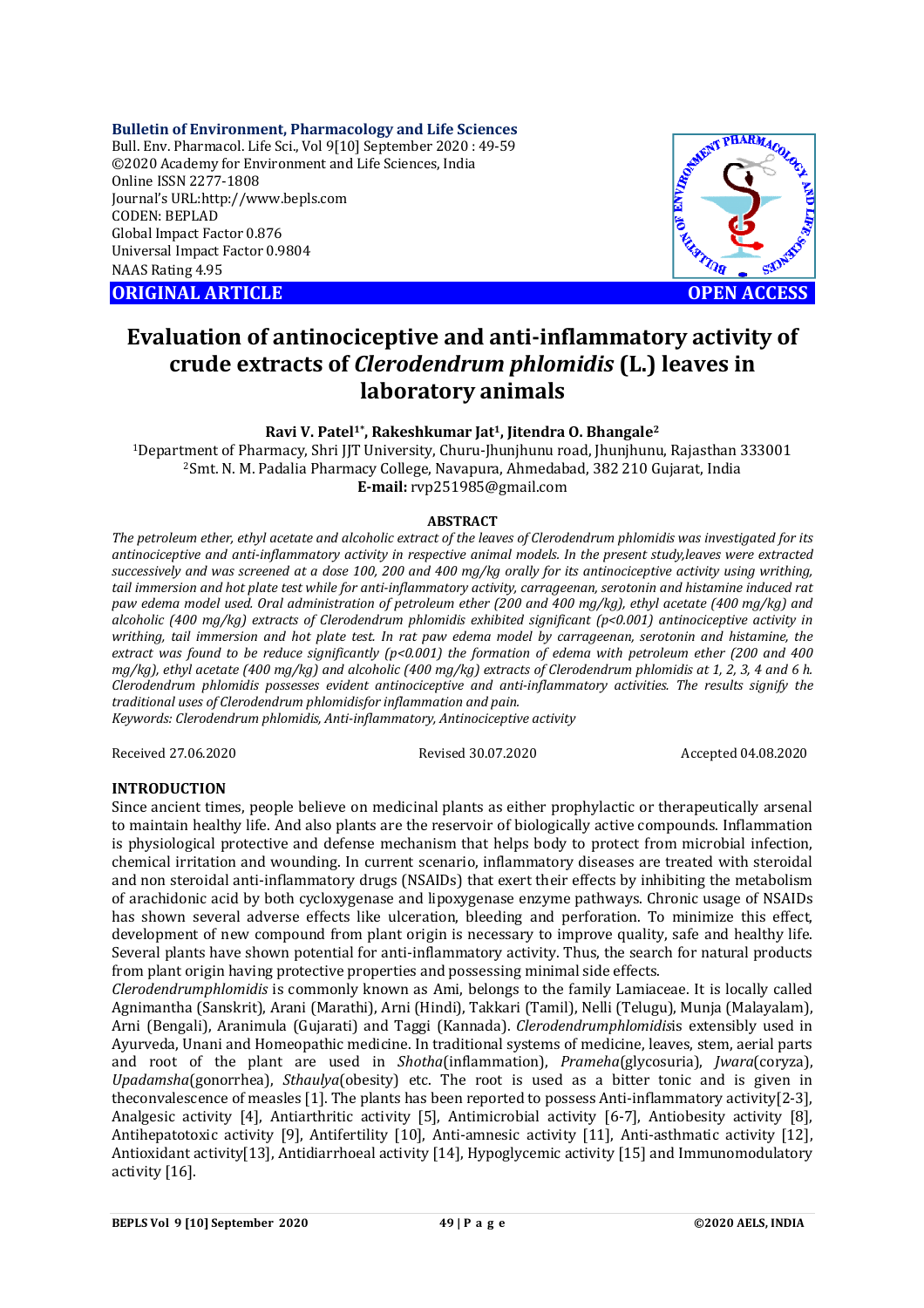**Bulletin of Environment, Pharmacology and Life Sciences**
Bull. Env. Pharmacol. Life Sci., Vol 9[10] September 2020 : 49-59
©2020 Academy for Environment and Life Sciences, India
Online ISSN 2277-1808
Journal's URL:http://www.bepls.com
CODEN: BEPLAD
Global Impact Factor 0.876
Universal Impact Factor 0.9804
NAAS Rating 4.95

**ORIGINAL ARTICLE** **OPEN ACCESS**

# Evaluation of antinociceptive and anti-inflammatory activity of crude extracts of *Clerodendrum phlomidis* (L.) leaves in laboratory animals

**Ravi V. Patel[1*], Rakeshkumar Jat[1], Jitendra O. Bhangale[2]**

[1]Department of Pharmacy, Shri JJT University, Churu-Jhunjhunu road, Jhunjhunu, Rajasthan 333001
[2]Smt. N. M. Padalia Pharmacy College, Navapura, Ahmedabad, 382 210 Gujarat, India
**E-mail:** rvp251985@gmail.com

## ABSTRACT

*The petroleum ether, ethyl acetate and alcoholic extract of the leaves of Clerodendrum phlomidis was investigated for its antinociceptive and anti-inflammatory activity in respective animal models. In the present study,leaves were extracted successively and was screened at a dose 100, 200 and 400 mg/kg orally for its antinociceptive activity using writhing, tail immersion and hot plate test while for anti-inflammatory activity, carrageenan, serotonin and histamine induced rat paw edema model used. Oral administration of petroleum ether (200 and 400 mg/kg), ethyl acetate (400 mg/kg) and alcoholic (400 mg/kg) extracts of Clerodendrum phlomidis exhibited significant ($p<0.001$) antinociceptive activity in writhing, tail immersion and hot plate test. In rat paw edema model by carrageenan, serotonin and histamine, the extract was found to be reduce significantly ($p<0.001$) the formation of edema with petroleum ether (200 and 400 mg/kg), ethyl acetate (400 mg/kg) and alcoholic (400 mg/kg) extracts of Clerodendrum phlomidis at 1, 2, 3, 4 and 6 h. Clerodendrum phlomidis possesses evident antinociceptive and anti-inflammatory activities. The results signify the traditional uses of Clerodendrum phlomidisfor inflammation and pain.*

*Keywords: Clerodendrum phlomidis, Anti-inflammatory, Antinociceptive activity*

Received 27.06.2020 Revised 30.07.2020 Accepted 04.08.2020

## INTRODUCTION

Since ancient times, people believe on medicinal plants as either prophylactic or therapeutically arsenal to maintain healthy life. And also plants are the reservoir of biologically active compounds. Inflammation is physiological protective and defense mechanism that helps body to protect from microbial infection, chemical irritation and wounding. In current scenario, inflammatory diseases are treated with steroidal and non steroidal anti-inflammatory drugs (NSAIDs) that exert their effects by inhibiting the metabolism of arachidonic acid by both cycloxygenase and lipoxygenase enzyme pathways. Chronic usage of NSAIDs has shown several adverse effects like ulceration, bleeding and perforation. To minimize this effect, development of new compound from plant origin is necessary to improve quality, safe and healthy life. Several plants have shown potential for anti-inflammatory activity. Thus, the search for natural products from plant origin having protective properties and possessing minimal side effects.

*Clerodendrumphlomidis* is commonly known as Ami, belongs to the family Lamiaceae. It is locally called Agnimantha (Sanskrit), Arani (Marathi), Arni (Hindi), Takkari (Tamil), Nelli (Telugu), Munja (Malayalam), Arni (Bengali), Aranimula (Gujarati) and Taggi (Kannada). *Clerodendrumphlomidis*is extensibly used in Ayurveda, Unani and Homeopathic medicine. In traditional systems of medicine, leaves, stem, aerial parts and root of the plant are used in *Shotha*(inflammation), *Prameha*(glycosuria), *Jwara*(coryza), *Upadamsha*(gonorrhea), *Sthaulya*(obesity) etc. The root is used as a bitter tonic and is given in theconvalescence of measles [1]. The plants has been reported to possess Anti-inflammatory activity[2-3], Analgesic activity [4], Antiarthritic activity [5], Antimicrobial activity [6-7], Antiobesity activity [8], Antihepatotoxic activity [9], Antifertility [10], Anti-amnesic activity [11], Anti-asthmatic activity [12], Antioxidant activity[13], Antidiarrhoeal activity [14], Hypoglycemic activity [15] and Immunomodulatory activity [16].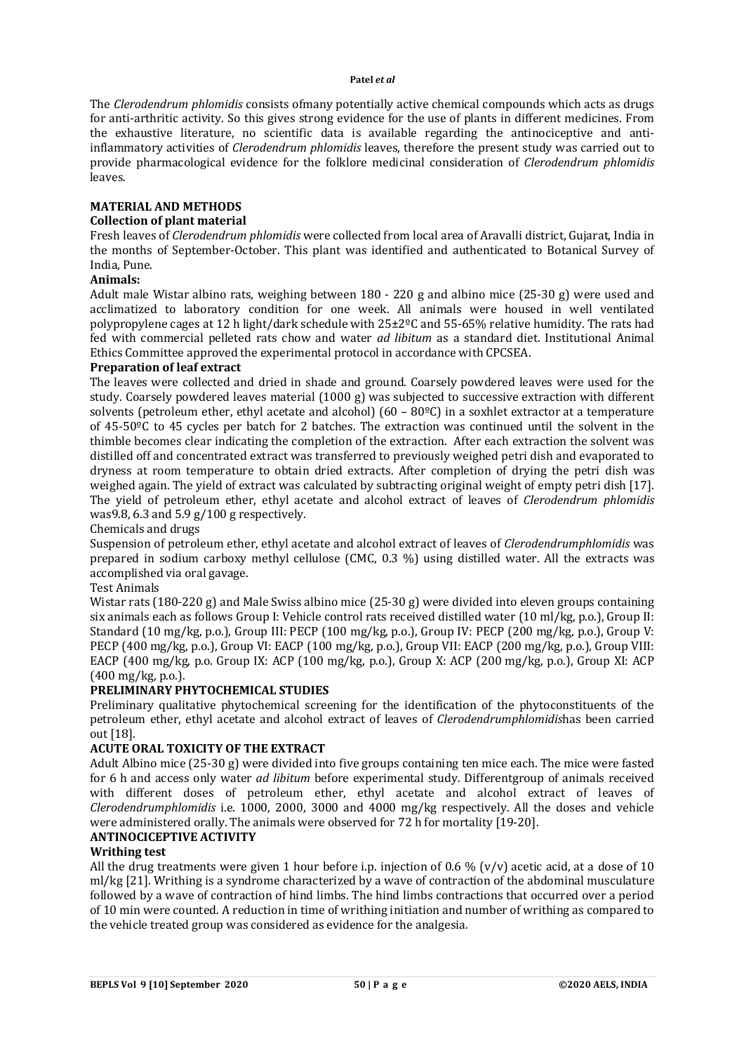The *Clerodendrum phlomidis* consists ofmany potentially active chemical compounds which acts as drugs for anti-arthritic activity. So this gives strong evidence for the use of plants in different medicines. From the exhaustive literature, no scientific data is available regarding the antinociceptive and anti-inflammatory activities of *Clerodendrum phlomidis* leaves, therefore the present study was carried out to provide pharmacological evidence for the folklore medicinal consideration of *Clerodendrum phlomidis* leaves.

## MATERIAL AND METHODS

### Collection of plant material

Fresh leaves of *Clerodendrum phlomidis* were collected from local area of Aravalli district, Gujarat, India in the months of September-October. This plant was identified and authenticated to Botanical Survey of India, Pune.

### Animals:

Adult male Wistar albino rats, weighing between 180 - 220 g and albino mice (25-30 g) were used and acclimatized to laboratory condition for one week. All animals were housed in well ventilated polypropylene cages at 12 h light/dark schedule with 25±2ºC and 55-65% relative humidity. The rats had fed with commercial pelleted rats chow and water *ad libitum* as a standard diet. Institutional Animal Ethics Committee approved the experimental protocol in accordance with CPCSEA.

### Preparation of leaf extract

The leaves were collected and dried in shade and ground. Coarsely powdered leaves were used for the study. Coarsely powdered leaves material (1000 g) was subjected to successive extraction with different solvents (petroleum ether, ethyl acetate and alcohol) (60 – 80ºC) in a soxhlet extractor at a temperature of 45-50ºC to 45 cycles per batch for 2 batches. The extraction was continued until the solvent in the thimble becomes clear indicating the completion of the extraction. After each extraction the solvent was distilled off and concentrated extract was transferred to previously weighed petri dish and evaporated to dryness at room temperature to obtain dried extracts. After completion of drying the petri dish was weighed again. The yield of extract was calculated by subtracting original weight of empty petri dish [17]. The yield of petroleum ether, ethyl acetate and alcohol extract of leaves of *Clerodendrum phlomidis* was9.8, 6.3 and 5.9 g/100 g respectively.

Chemicals and drugs

Suspension of petroleum ether, ethyl acetate and alcohol extract of leaves of *Clerodendrumphlomidis* was prepared in sodium carboxy methyl cellulose (CMC, 0.3 %) using distilled water. All the extracts was accomplished via oral gavage.

Test Animals

Wistar rats (180-220 g) and Male Swiss albino mice (25-30 g) were divided into eleven groups containing six animals each as follows Group I: Vehicle control rats received distilled water (10 ml/kg, p.o.), Group II: Standard (10 mg/kg, p.o.), Group III: PECP (100 mg/kg, p.o.), Group IV: PECP (200 mg/kg, p.o.), Group V: PECP (400 mg/kg, p.o.), Group VI: EACP (100 mg/kg, p.o.), Group VII: EACP (200 mg/kg, p.o.), Group VIII: EACP (400 mg/kg, p.o. Group IX: ACP (100 mg/kg, p.o.), Group X: ACP (200 mg/kg, p.o.), Group XI: ACP (400 mg/kg, p.o.).

## PRELIMINARY PHYTOCHEMICAL STUDIES

Preliminary qualitative phytochemical screening for the identification of the phytoconstituents of the petroleum ether, ethyl acetate and alcohol extract of leaves of *Clerodendrumphlomidis*has been carried out [18].

## ACUTE ORAL TOXICITY OF THE EXTRACT

Adult Albino mice (25-30 g) were divided into five groups containing ten mice each. The mice were fasted for 6 h and access only water *ad libitum* before experimental study. Differentgroup of animals received with different doses of petroleum ether, ethyl acetate and alcohol extract of leaves of *Clerodendrumphlomidis* i.e. 1000, 2000, 3000 and 4000 mg/kg respectively. All the doses and vehicle were administered orally. The animals were observed for 72 h for mortality [19-20].

## ANTINOCICEPTIVE ACTIVITY

### Writhing test

All the drug treatments were given 1 hour before i.p. injection of 0.6 % (v/v) acetic acid, at a dose of 10 ml/kg [21]. Writhing is a syndrome characterized by a wave of contraction of the abdominal musculature followed by a wave of contraction of hind limbs. The hind limbs contractions that occurred over a period of 10 min were counted. A reduction in time of writhing initiation and number of writhing as compared to the vehicle treated group was considered as evidence for the analgesia.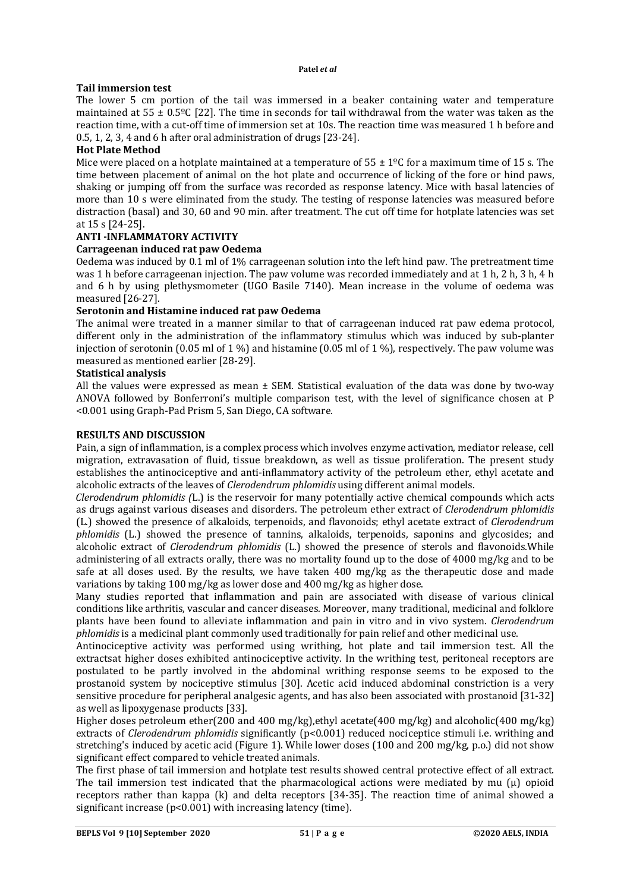### Tail immersion test

The lower 5 cm portion of the tail was immersed in a beaker containing water and temperature maintained at 55 ± 0.5ºC [22]. The time in seconds for tail withdrawal from the water was taken as the reaction time, with a cut-off time of immersion set at 10s. The reaction time was measured 1 h before and 0.5, 1, 2, 3, 4 and 6 h after oral administration of drugs [23-24].

### Hot Plate Method

Mice were placed on a hotplate maintained at a temperature of 55 ± 1ºC for a maximum time of 15 s. The time between placement of animal on the hot plate and occurrence of licking of the fore or hind paws, shaking or jumping off from the surface was recorded as response latency. Mice with basal latencies of more than 10 s were eliminated from the study. The testing of response latencies was measured before distraction (basal) and 30, 60 and 90 min. after treatment. The cut off time for hotplate latencies was set at 15 s [24-25].

## ANTI -INFLAMMATORY ACTIVITY

### Carrageenan induced rat paw Oedema

Oedema was induced by 0.1 ml of 1% carrageenan solution into the left hind paw. The pretreatment time was 1 h before carrageenan injection. The paw volume was recorded immediately and at 1 h, 2 h, 3 h, 4 h and 6 h by using plethysmometer (UGO Basile 7140). Mean increase in the volume of oedema was measured [26-27].

### Serotonin and Histamine induced rat paw Oedema

The animal were treated in a manner similar to that of carrageenan induced rat paw edema protocol, different only in the administration of the inflammatory stimulus which was induced by sub-planter injection of serotonin (0.05 ml of 1 %) and histamine (0.05 ml of 1 %), respectively. The paw volume was measured as mentioned earlier [28-29].

### Statistical analysis

All the values were expressed as mean ± SEM. Statistical evaluation of the data was done by two-way ANOVA followed by Bonferroni's multiple comparison test, with the level of significance chosen at P <0.001 using Graph-Pad Prism 5, San Diego, CA software.

## RESULTS AND DISCUSSION

Pain, a sign of inflammation, is a complex process which involves enzyme activation, mediator release, cell migration, extravasation of fluid, tissue breakdown, as well as tissue proliferation. The present study establishes the antinociceptive and anti-inflammatory activity of the petroleum ether, ethyl acetate and alcoholic extracts of the leaves of *Clerodendrum phlomidis* using different animal models.

*Clerodendrum phlomidis (*L.) is the reservoir for many potentially active chemical compounds which acts as drugs against various diseases and disorders. The petroleum ether extract of *Clerodendrum phlomidis* (L.) showed the presence of alkaloids, terpenoids, and flavonoids; ethyl acetate extract of *Clerodendrum phlomidis* (L.) showed the presence of tannins, alkaloids, terpenoids, saponins and glycosides; and alcoholic extract of *Clerodendrum phlomidis* (L.) showed the presence of sterols and flavonoids.While administering of all extracts orally, there was no mortality found up to the dose of 4000 mg/kg and to be safe at all doses used. By the results, we have taken 400 mg/kg as the therapeutic dose and made variations by taking 100 mg/kg as lower dose and 400 mg/kg as higher dose.

Many studies reported that inflammation and pain are associated with disease of various clinical conditions like arthritis, vascular and cancer diseases. Moreover, many traditional, medicinal and folklore plants have been found to alleviate inflammation and pain in vitro and in vivo system. *Clerodendrum phlomidis* is a medicinal plant commonly used traditionally for pain relief and other medicinal use.

Antinociceptive activity was performed using writhing, hot plate and tail immersion test. All the extractsat higher doses exhibited antinociceptive activity. In the writhing test, peritoneal receptors are postulated to be partly involved in the abdominal writhing response seems to be exposed to the prostanoid system by nociceptive stimulus [30]. Acetic acid induced abdominal constriction is a very sensitive procedure for peripheral analgesic agents, and has also been associated with prostanoid [31-32] as well as lipoxygenase products [33].

Higher doses petroleum ether(200 and 400 mg/kg),ethyl acetate(400 mg/kg) and alcoholic(400 mg/kg) extracts of *Clerodendrum phlomidis* significantly (p<0.001) reduced nociceptice stimuli i.e. writhing and stretching's induced by acetic acid (Figure 1). While lower doses (100 and 200 mg/kg, p.o.) did not show significant effect compared to vehicle treated animals.

The first phase of tail immersion and hotplate test results showed central protective effect of all extract. The tail immersion test indicated that the pharmacological actions were mediated by mu (μ) opioid receptors rather than kappa (k) and delta receptors [34-35]. The reaction time of animal showed a significant increase (p<0.001) with increasing latency (time).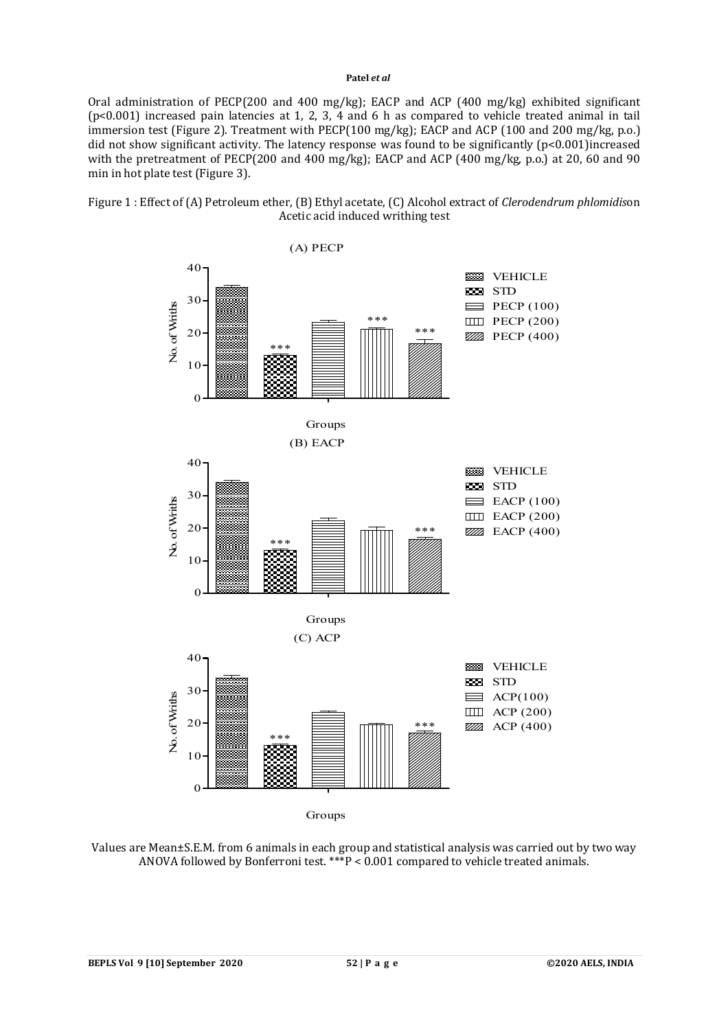Oral administration of PECP(200 and 400 mg/kg); EACP and ACP (400 mg/kg) exhibited significant ($p<0.001$) increased pain latencies at 1, 2, 3, 4 and 6 h as compared to vehicle treated animal in tail immersion test (Figure 2). Treatment with PECP(100 mg/kg); EACP and ACP (100 and 200 mg/kg, p.o.) did not show significant activity. The latency response was found to be significantly ($p<0.001$)increased with the pretreatment of PECP(200 and 400 mg/kg); EACP and ACP (400 mg/kg, p.o.) at 20, 60 and 90 min in hot plate test (Figure 3).

Figure 1 : Effect of (A) Petroleum ether, (B) Ethyl acetate, (C) Alcohol extract of *Clerodendrum phlomidis*on Acetic acid induced writhing test

Values are Mean±S.E.M. from 6 animals in each group and statistical analysis was carried out by two way ANOVA followed by Bonferroni test. ***P < 0.001 compared to vehicle treated animals.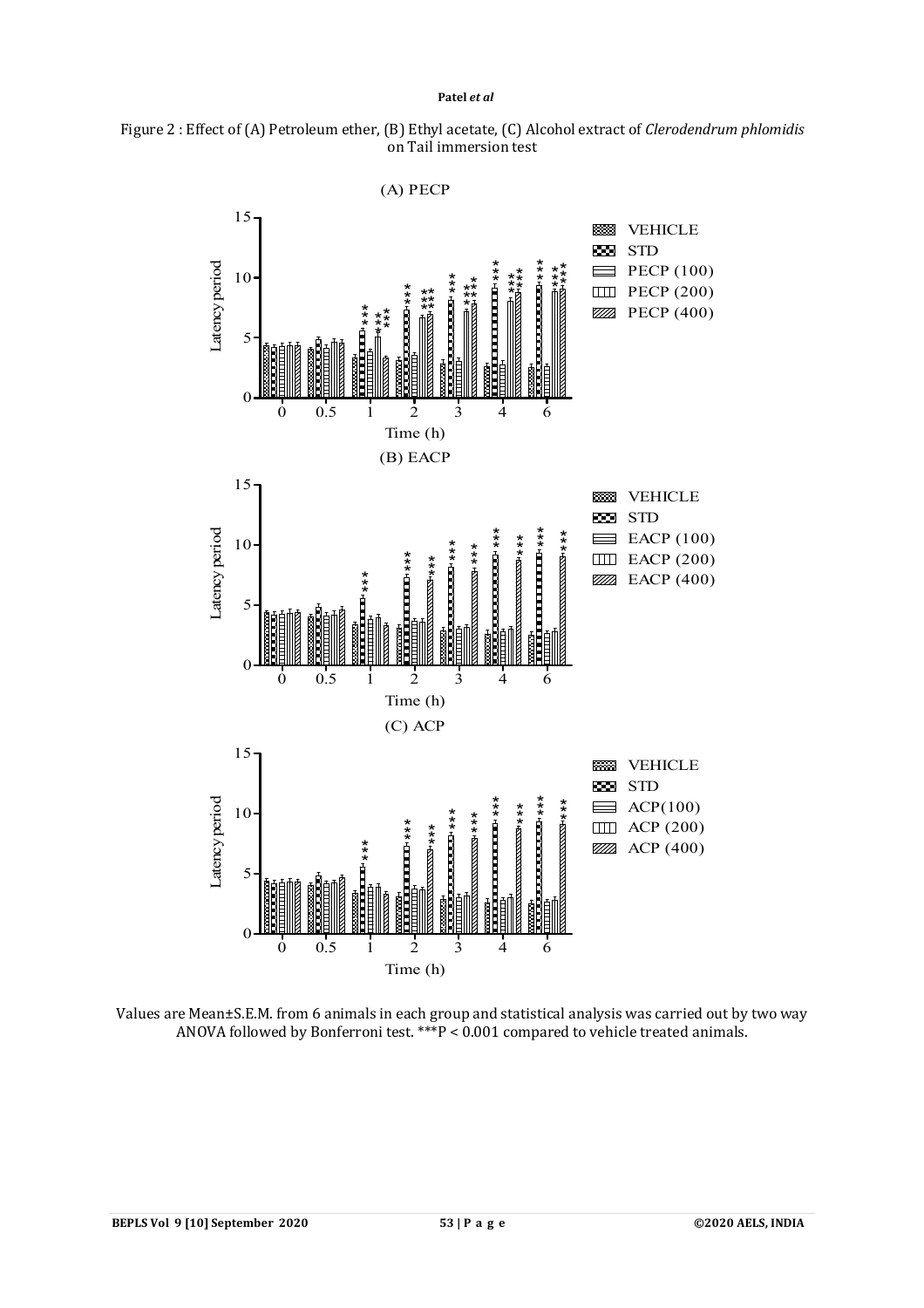Figure 2 : Effect of (A) Petroleum ether, (B) Ethyl acetate, (C) Alcohol extract of *Clerodendrum phlomidis* on Tail immersion test

Values are Mean±S.E.M. from 6 animals in each group and statistical analysis was carried out by two way ANOVA followed by Bonferroni test. ***P < 0.001 compared to vehicle treated animals.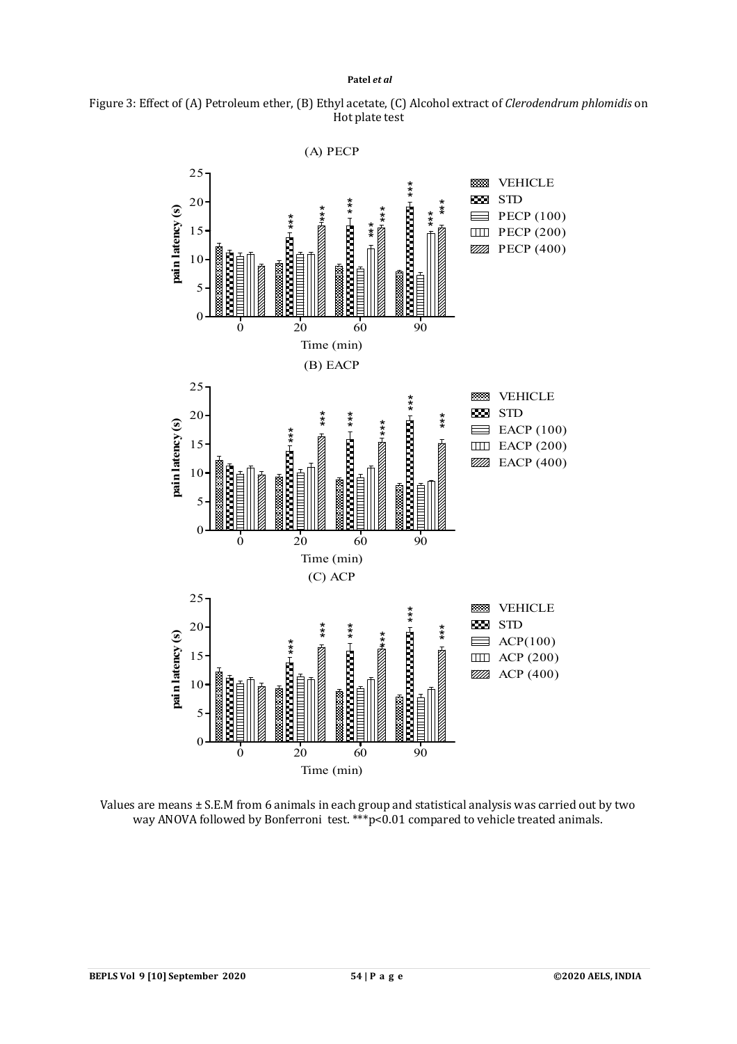Figure 3: Effect of (A) Petroleum ether, (B) Ethyl acetate, (C) Alcohol extract of *Clerodendrum phlomidis* on Hot plate test

Values are means ± S.E.M from 6 animals in each group and statistical analysis was carried out by two way ANOVA followed by Bonferroni test. ***p<0.01 compared to vehicle treated animals.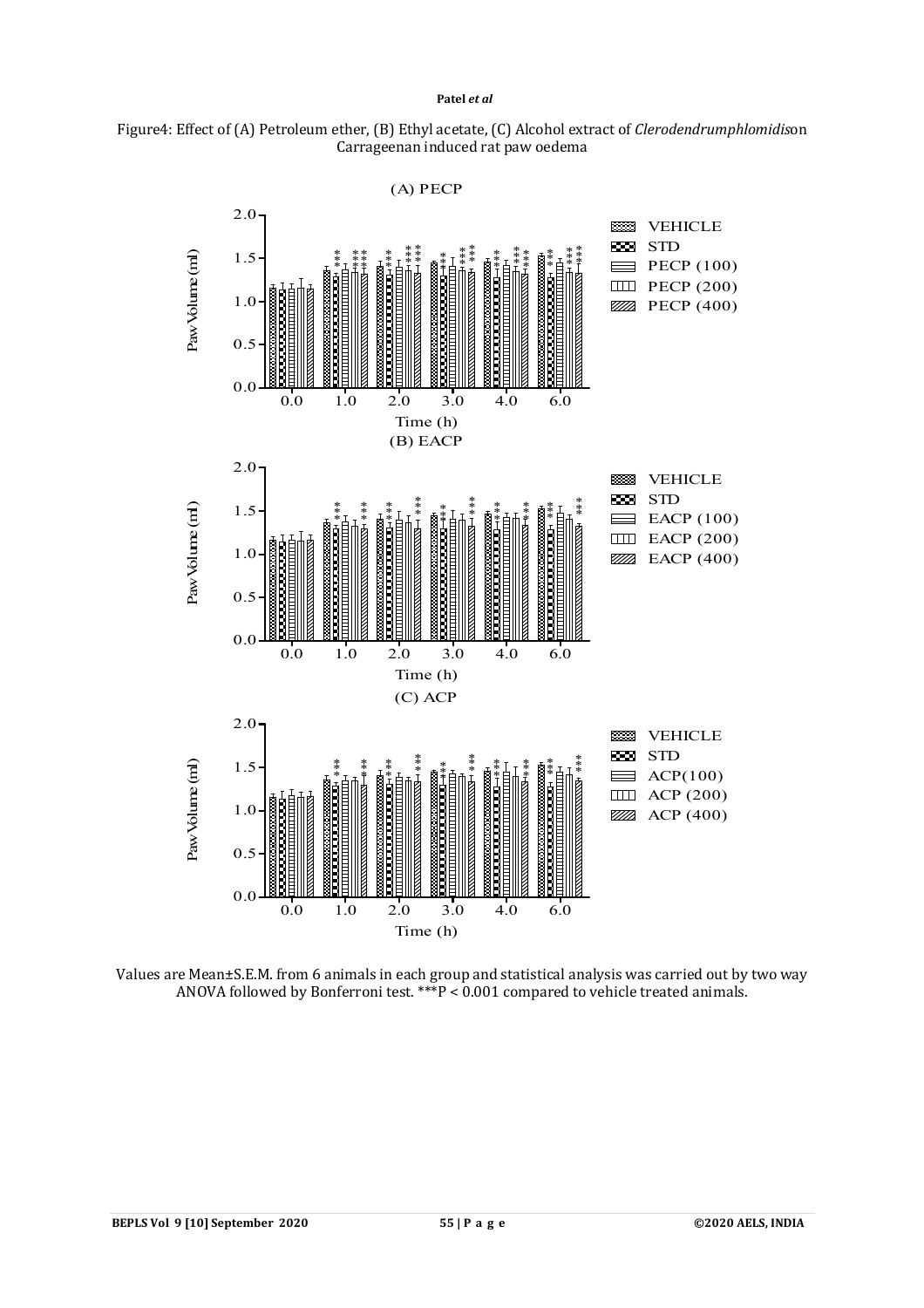Figure4: Effect of (A) Petroleum ether, (B) Ethyl acetate, (C) Alcohol extract of *Clerodendrumphlomidis*on Carrageenan induced rat paw oedema

Values are Mean±S.E.M. from 6 animals in each group and statistical analysis was carried out by two way ANOVA followed by Bonferroni test. ***P < 0.001 compared to vehicle treated animals.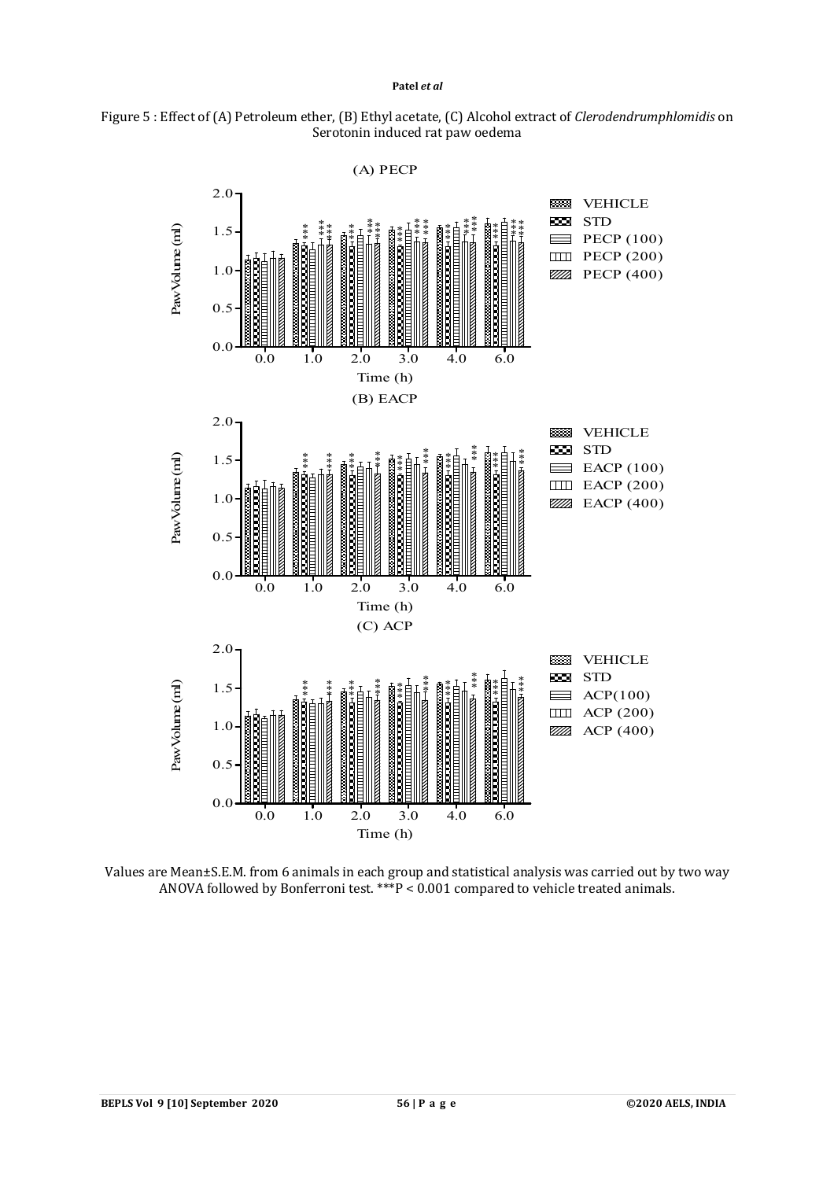Figure 5 : Effect of (A) Petroleum ether, (B) Ethyl acetate, (C) Alcohol extract of *Clerodendrumphlomidis* on Serotonin induced rat paw oedema

Values are Mean±S.E.M. from 6 animals in each group and statistical analysis was carried out by two way ANOVA followed by Bonferroni test. ***P < 0.001 compared to vehicle treated animals.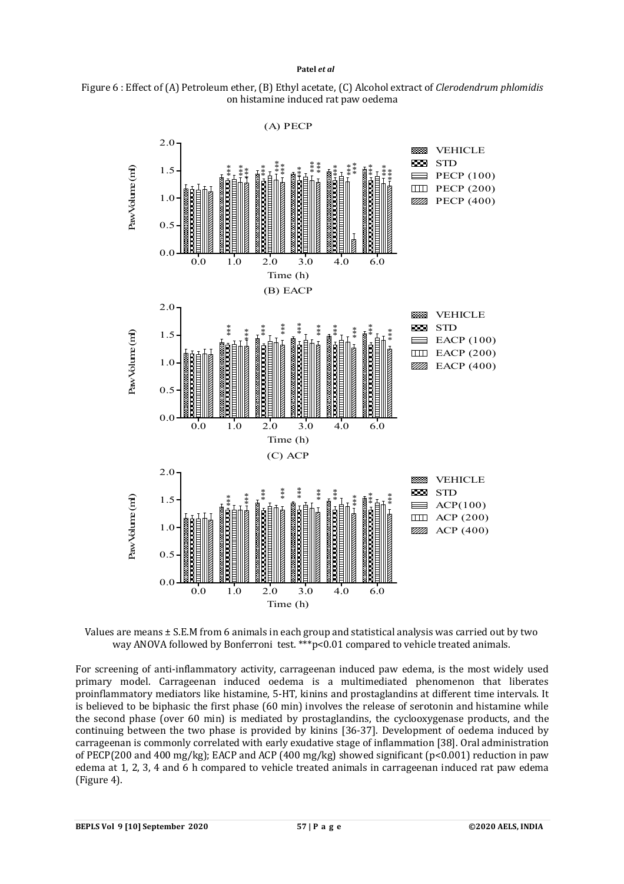Figure 6 : Effect of (A) Petroleum ether, (B) Ethyl acetate, (C) Alcohol extract of *Clerodendrum phlomidis* on histamine induced rat paw oedema

Values are means ± S.E.M from 6 animals in each group and statistical analysis was carried out by two way ANOVA followed by Bonferroni test. ***p<0.01 compared to vehicle treated animals.

For screening of anti-inflammatory activity, carrageenan induced paw edema, is the most widely used primary model. Carrageenan induced oedema is a multimediated phenomenon that liberates proinflammatory mediators like histamine, 5-HT, kinins and prostaglandins at different time intervals. It is believed to be biphasic the first phase (60 min) involves the release of serotonin and histamine while the second phase (over 60 min) is mediated by prostaglandins, the cyclooxygenase products, and the continuing between the two phase is provided by kinins [36-37]. Development of oedema induced by carrageenan is commonly correlated with early exudative stage of inflammation [38]. Oral administration of PECP(200 and 400 mg/kg); EACP and ACP (400 mg/kg) showed significant ($p<0.001$) reduction in paw edema at 1, 2, 3, 4 and 6 h compared to vehicle treated animals in carrageenan induced rat paw edema (Figure 4).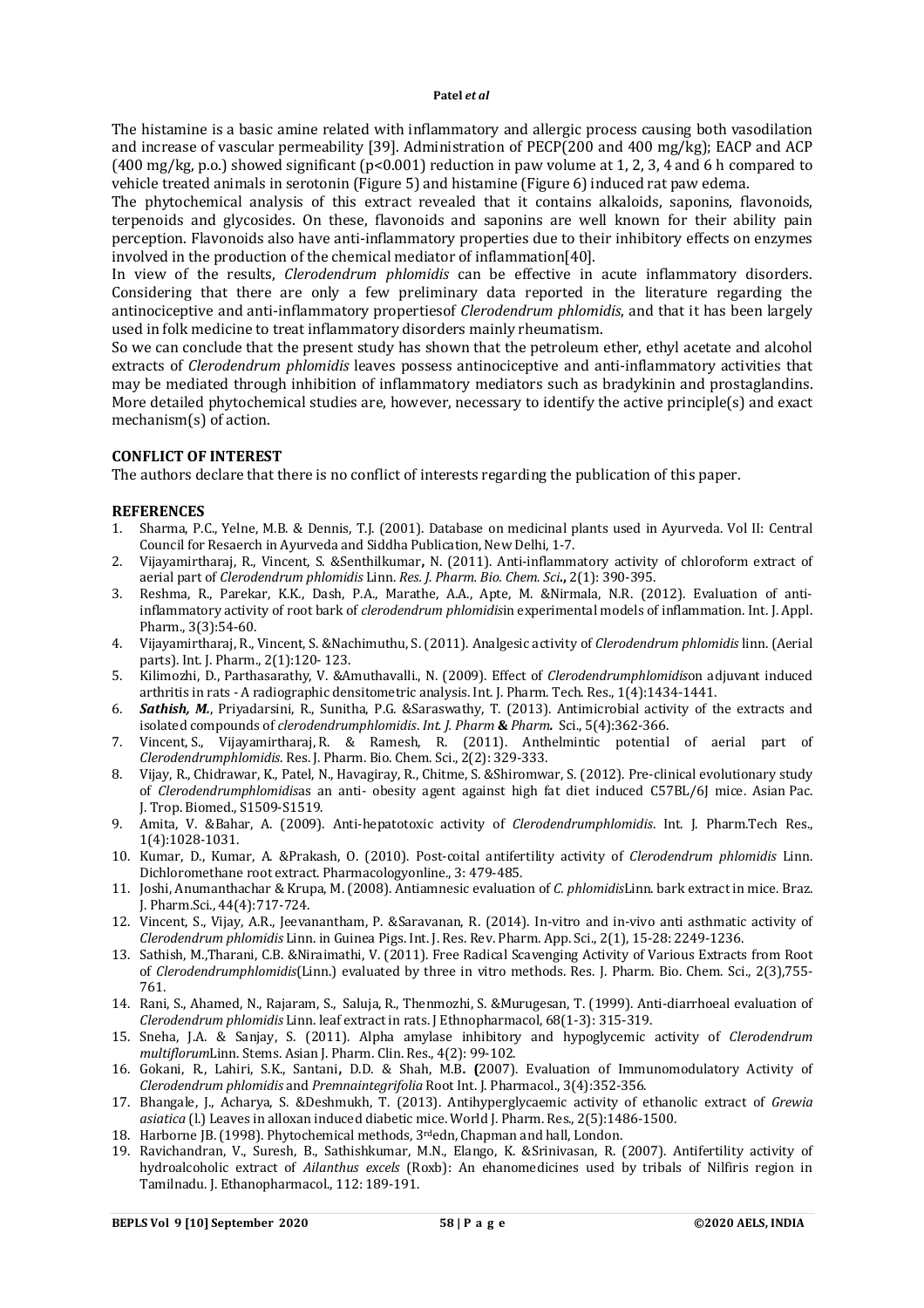The histamine is a basic amine related with inflammatory and allergic process causing both vasodilation and increase of vascular permeability [39]. Administration of PECP(200 and 400 mg/kg); EACP and ACP (400 mg/kg, p.o.) showed significant ($p<0.001$) reduction in paw volume at 1, 2, 3, 4 and 6 h compared to vehicle treated animals in serotonin (Figure 5) and histamine (Figure 6) induced rat paw edema.

The phytochemical analysis of this extract revealed that it contains alkaloids, saponins, flavonoids, terpenoids and glycosides. On these, flavonoids and saponins are well known for their ability pain perception. Flavonoids also have anti-inflammatory properties due to their inhibitory effects on enzymes involved in the production of the chemical mediator of inflammation[40].

In view of the results, *Clerodendrum phlomidis* can be effective in acute inflammatory disorders. Considering that there are only a few preliminary data reported in the literature regarding the antinociceptive and anti-inflammatory propertiesof *Clerodendrum phlomidis*, and that it has been largely used in folk medicine to treat inflammatory disorders mainly rheumatism.

So we can conclude that the present study has shown that the petroleum ether, ethyl acetate and alcohol extracts of *Clerodendrum phlomidis* leaves possess antinociceptive and anti-inflammatory activities that may be mediated through inhibition of inflammatory mediators such as bradykinin and prostaglandins. More detailed phytochemical studies are, however, necessary to identify the active principle(s) and exact mechanism(s) of action.

## CONFLICT OF INTEREST

The authors declare that there is no conflict of interests regarding the publication of this paper.

## REFERENCES

1. Sharma, P.C., Yelne, M.B. & Dennis, T.J. (2001). Database on medicinal plants used in Ayurveda. Vol II: Central Council for Resaerch in Ayurveda and Siddha Publication, New Delhi, 1-7.
2. Vijayamirtharaj, R., Vincent, S. &Senthilkumar**,** N. (2011). Anti-inflammatory activity of chloroform extract of aerial part of *Clerodendrum phlomidis* Linn. *Res. J. Pharm. Bio. Chem. Sci***.,** 2(1): 390-395.
3. Reshma, R., Parekar, K.K., Dash, P.A., Marathe, A.A., Apte, M. &Nirmala, N.R. (2012). Evaluation of anti-inflammatory activity of root bark of *clerodendrum phlomidis*in experimental models of inflammation. Int. J. Appl. Pharm., 3(3):54-60.
4. Vijayamirtharaj, R., Vincent, S. &Nachimuthu, S. (2011). Analgesic activity of *Clerodendrum phlomidis* linn. (Aerial parts). Int. J. Pharm., 2(1):120- 123.
5. Kilimozhi, D., Parthasarathy, V. &Amuthavalli., N. (2009). Effect of *Clerodendrumphlomidis*on adjuvant induced arthritis in rats - A radiographic densitometric analysis. Int. J. Pharm. Tech. Res., 1(4):1434-1441.
6. ***Sathish, M.***, Priyadarsini, R., Sunitha, P.G. &Saraswathy, T. (2013). Antimicrobial activity of the extracts and isolated compounds of *clerodendrumphlomidis*. *Int. J. Pharm* **&** *Pharm.* Sci., 5(4):362-366.
7. Vincent, S., Vijayamirtharaj, R. & Ramesh, R. (2011). Anthelmintic potential of aerial part of *Clerodendrumphlomidis*. Res. J. Pharm. Bio. Chem. Sci., 2(2): 329-333.
8. Vijay, R., Chidrawar, K., Patel, N., Havagiray, R., Chitme, S. &Shiromwar, S. (2012). Pre-clinical evolutionary study of *Clerodendrumphlomidis*as an anti- obesity agent against high fat diet induced C57BL/6J mice. Asian Pac. J. Trop. Biomed., S1509-S1519.
9. Amita, V. &Bahar, A. (2009). Anti-hepatotoxic activity of *Clerodendrumphlomidis*. Int. J. Pharm.Tech Res., 1(4):1028-1031.
10. Kumar, D., Kumar, A. &Prakash, O. (2010). Post-coital antifertility activity of *Clerodendrum phlomidis* Linn. Dichloromethane root extract. Pharmacologyonline., 3: 479-485.
11. Joshi, Anumanthachar & Krupa, M. (2008). Antiamnesic evaluation of *C. phlomidis*Linn. bark extract in mice. Braz. J. Pharm.Sci., 44(4):717-724.
12. Vincent, S., Vijay, A.R., Jeevanantham, P. &Saravanan, R. (2014). In-vitro and in-vivo anti asthmatic activity of *Clerodendrum phlomidis* Linn. in Guinea Pigs. Int. J. Res. Rev. Pharm. App. Sci., 2(1), 15-28: 2249-1236.
13. Sathish, M.,Tharani, C.B. &Niraimathi, V. (2011). Free Radical Scavenging Activity of Various Extracts from Root of *Clerodendrumphlomidis*(Linn.) evaluated by three in vitro methods. Res. J. Pharm. Bio. Chem. Sci., 2(3),755-761.
14. Rani, S., Ahamed, N., Rajaram, S., Saluja, R., Thenmozhi, S. &Murugesan, T. (1999). Anti-diarrhoeal evaluation of *Clerodendrum phlomidis* Linn. leaf extract in rats. J Ethnopharmacol, 68(1-3): 315-319.
15. Sneha, J.A. & Sanjay, S. (2011). Alpha amylase inhibitory and hypoglycemic activity of *Clerodendrum multiflorum*Linn. Stems. Asian J. Pharm. Clin. Res., 4(2): 99-102.
16. Gokani, R., Lahiri, S.K., Santani**,** D.D. & Shah, M.B**. (**2007). Evaluation of Immunomodulatory Activity of *Clerodendrum phlomidis* and *Premnaintegrifolia* Root Int. J. Pharmacol., 3(4):352-356.
17. Bhangale, J., Acharya, S. &Deshmukh, T. (2013). Antihyperglycaemic activity of ethanolic extract of *Grewia asiatica* (l.) Leaves in alloxan induced diabetic mice. World J. Pharm. Res., 2(5):1486-1500.
18. Harborne JB. (1998). Phytochemical methods, 3rdedn, Chapman and hall, London.
19. Ravichandran, V., Suresh, B., Sathishkumar, M.N., Elango, K. &Srinivasan, R. (2007). Antifertility activity of hydroalcoholic extract of *Ailanthus excels* (Roxb): An ehanomedicines used by tribals of Nilfiris region in Tamilnadu. J. Ethanopharmacol., 112: 189-191.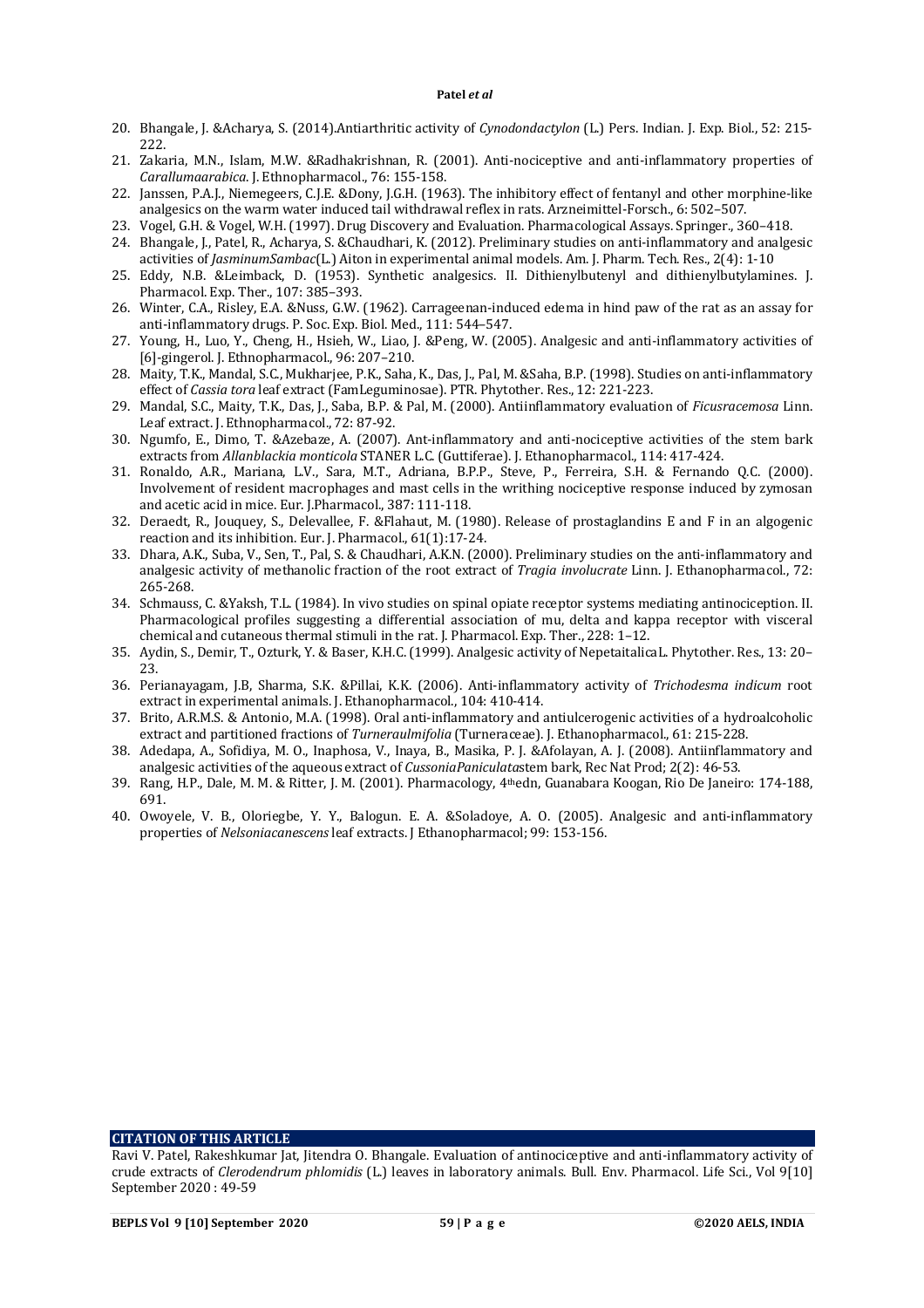20. Bhangale, J. &Acharya, S. (2014).Antiarthritic activity of *Cynodondactylon* (L.) Pers. Indian. J. Exp. Biol., 52: 215-222.
21. Zakaria, M.N., Islam, M.W. &Radhakrishnan, R. (2001). Anti-nociceptive and anti-inflammatory properties of *Carallumaarabica*. J. Ethnopharmacol., 76: 155-158.
22. Janssen, P.A.J., Niemegeers, C.J.E. &Dony, J.G.H. (1963). The inhibitory effect of fentanyl and other morphine-like analgesics on the warm water induced tail withdrawal reflex in rats. Arzneimittel-Forsch., 6: 502–507.
23. Vogel, G.H. & Vogel, W.H. (1997). Drug Discovery and Evaluation. Pharmacological Assays. Springer., 360–418.
24. Bhangale, J., Patel, R., Acharya, S. &Chaudhari, K. (2012). Preliminary studies on anti-inflammatory and analgesic activities of *JasminumSambac*(L.) Aiton in experimental animal models. Am. J. Pharm. Tech. Res., 2(4): 1-10
25. Eddy, N.B. &Leimback, D. (1953). Synthetic analgesics. II. Dithienylbutenyl and dithienylbutylamines. J. Pharmacol. Exp. Ther., 107: 385–393.
26. Winter, C.A., Risley, E.A. &Nuss, G.W. (1962). Carrageenan-induced edema in hind paw of the rat as an assay for anti-inflammatory drugs. P. Soc. Exp. Biol. Med., 111: 544–547.
27. Young, H., Luo, Y., Cheng, H., Hsieh, W., Liao, J. &Peng, W. (2005). Analgesic and anti-inflammatory activities of [6]-gingerol. J. Ethnopharmacol., 96: 207–210.
28. Maity, T.K., Mandal, S.C., Mukharjee, P.K., Saha, K., Das, J., Pal, M. &Saha, B.P. (1998). Studies on anti-inflammatory effect of *Cassia tora* leaf extract (FamLeguminosae). PTR. Phytother. Res., 12: 221-223.
29. Mandal, S.C., Maity, T.K., Das, J., Saba, B.P. & Pal, M. (2000). Antiinflammatory evaluation of *Ficusracemosa* Linn. Leaf extract. J. Ethnopharmacol., 72: 87-92.
30. Ngumfo, E., Dimo, T. &Azebaze, A. (2007). Ant-inflammatory and anti-nociceptive activities of the stem bark extracts from *Allanblackia monticola* STANER L.C. (Guttiferae). J. Ethanopharmacol., 114: 417-424.
31. Ronaldo, A.R., Mariana, L.V., Sara, M.T., Adriana, B.P.P., Steve, P., Ferreira, S.H. & Fernando Q.C. (2000). Involvement of resident macrophages and mast cells in the writhing nociceptive response induced by zymosan and acetic acid in mice. Eur. J.Pharmacol., 387: 111-118.
32. Deraedt, R., Jouquey, S., Delevallee, F. &Flahaut, M. (1980). Release of prostaglandins E and F in an algogenic reaction and its inhibition. Eur. J. Pharmacol., 61(1):17-24.
33. Dhara, A.K., Suba, V., Sen, T., Pal, S. & Chaudhari, A.K.N. (2000). Preliminary studies on the anti-inflammatory and analgesic activity of methanolic fraction of the root extract of *Tragia involucrate* Linn. J. Ethanopharmacol., 72: 265-268.
34. Schmauss, C. &Yaksh, T.L. (1984). In vivo studies on spinal opiate receptor systems mediating antinociception. II. Pharmacological profiles suggesting a differential association of mu, delta and kappa receptor with visceral chemical and cutaneous thermal stimuli in the rat. J. Pharmacol. Exp. Ther., 228: 1–12.
35. Aydin, S., Demir, T., Ozturk, Y. & Baser, K.H.C. (1999). Analgesic activity of NepetaitalicaL. Phytother. Res., 13: 20–23.
36. Perianayagam, J.B, Sharma, S.K. &Pillai, K.K. (2006). Anti-inflammatory activity of *Trichodesma indicum* root extract in experimental animals. J. Ethanopharmacol., 104: 410-414.
37. Brito, A.R.M.S. & Antonio, M.A. (1998). Oral anti-inflammatory and antiulcerogenic activities of a hydroalcoholic extract and partitioned fractions of *Turneraulmifolia* (Turneraceae). J. Ethanopharmacol., 61: 215-228.
38. Adedapa, A., Sofidiya, M. O., Inaphosa, V., Inaya, B., Masika, P. J. &Afolayan, A. J. (2008). Antiinflammatory and analgesic activities of the aqueous extract of *CussoniaPaniculata*stem bark, Rec Nat Prod; 2(2): 46-53.
39. Rang, H.P., Dale, M. M. & Ritter, J. M. (2001). Pharmacology, 4thedn, Guanabara Koogan, Rio De Janeiro: 174-188, 691.
40. Owoyele, V. B., Oloriegbe, Y. Y., Balogun. E. A. &Soladoye, A. O. (2005). Analgesic and anti-inflammatory properties of *Nelsoniacanescens* leaf extracts. J Ethanopharmacol; 99: 153-156.

**CITATION OF THIS ARTICLE**

Ravi V. Patel, Rakeshkumar Jat, Jitendra O. Bhangale. Evaluation of antinociceptive and anti-inflammatory activity of crude extracts of *Clerodendrum phlomidis* (L.) leaves in laboratory animals. Bull. Env. Pharmacol. Life Sci., Vol 9[10] September 2020 : 49-59